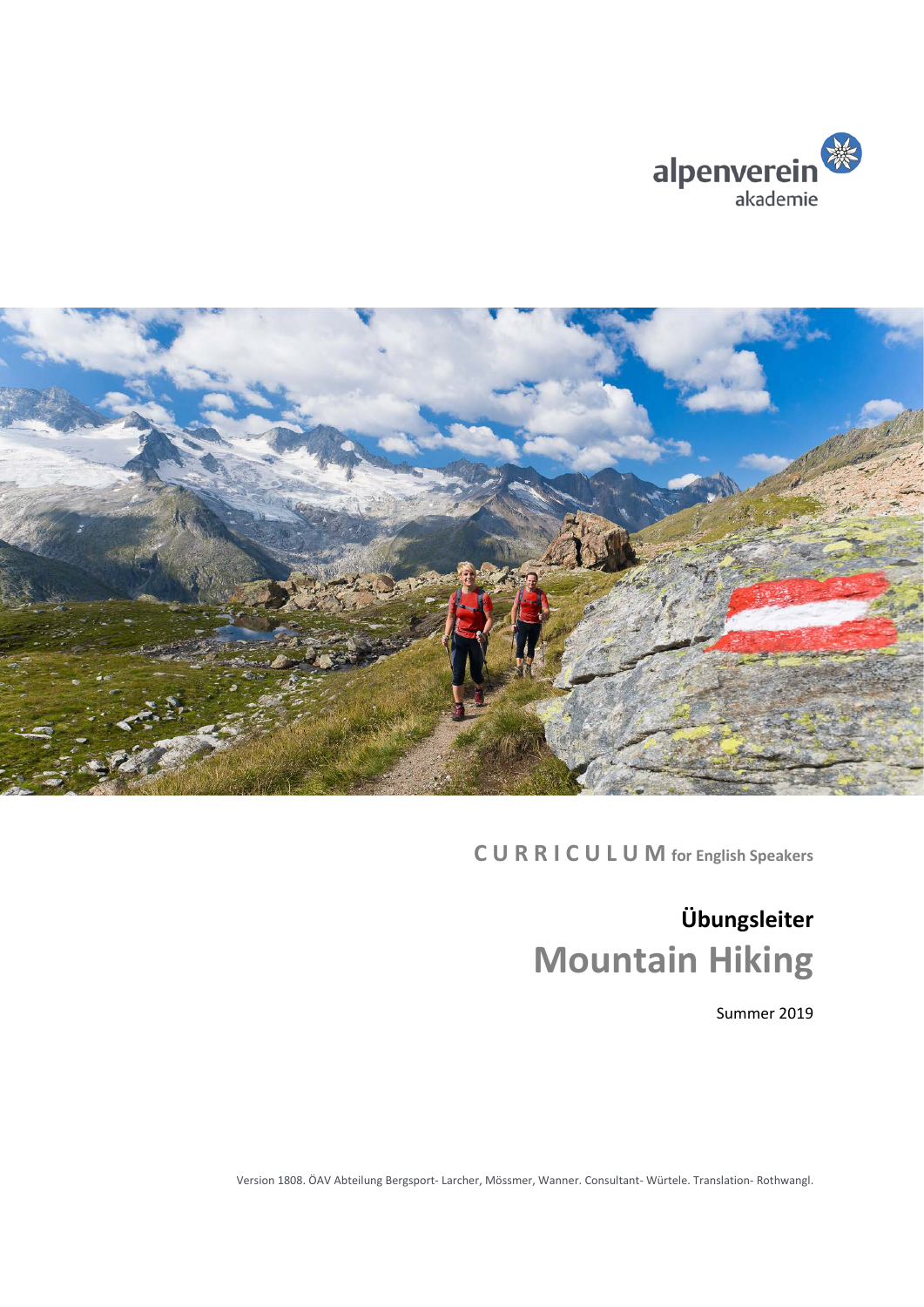alpenverein
akademie

**CURRICULUM** for English Speakers

# Übungsleiter
# Mountain Hiking

Summer 2019

Version 1808. ÖAV Abteilung Bergsport- Larcher, Mössmer, Wanner. Consultant- Würtele. Translation- Rothwangl.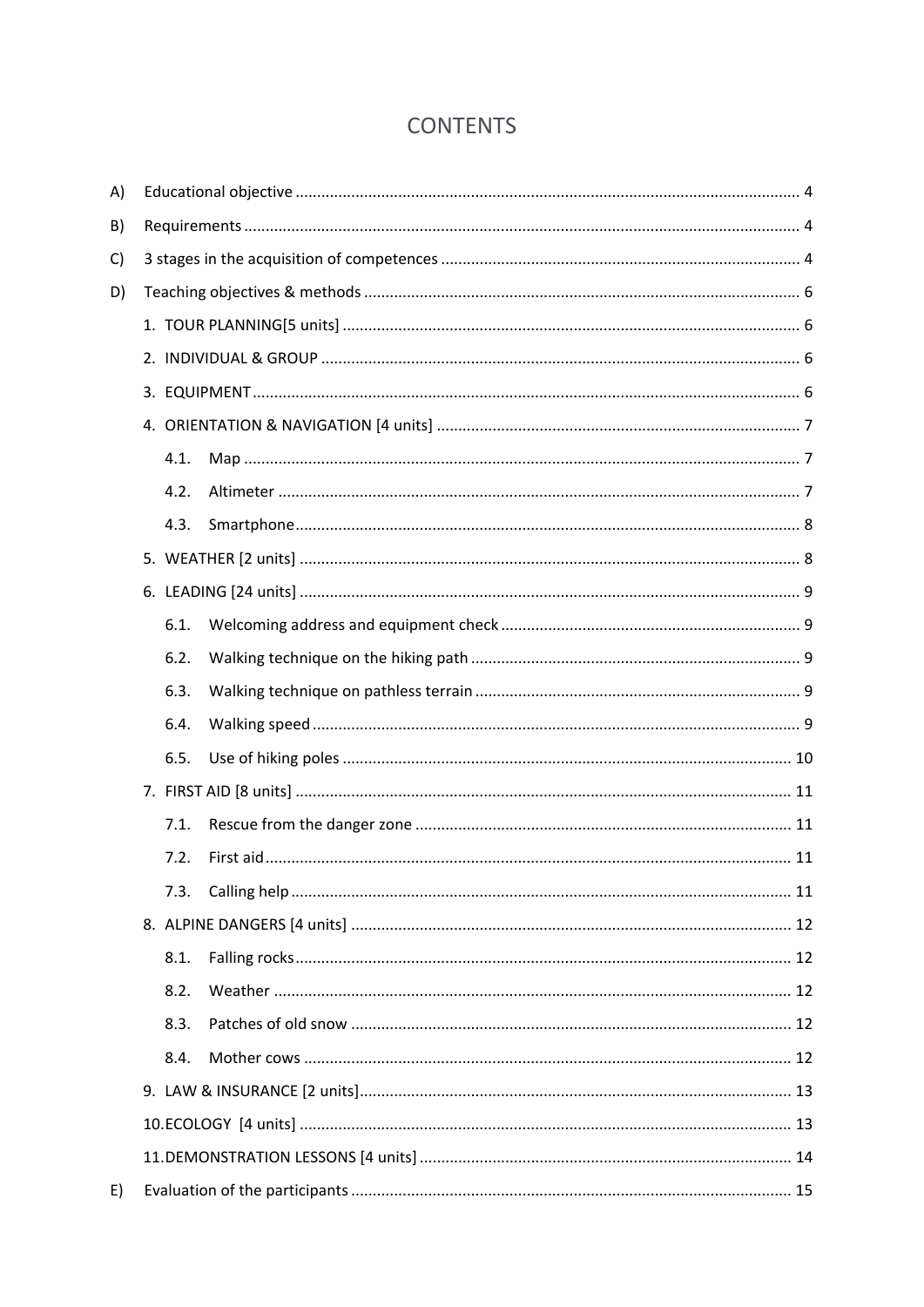# CONTENTS

- A) Educational objective ... 4
- B) Requirements ... 4
- C) 3 stages in the acquisition of competences ... 4
- D) Teaching objectives & methods ... 6
  - 1. TOUR PLANNING[5 units] ... 6
  - 2. INDIVIDUAL & GROUP ... 6
  - 3. EQUIPMENT ... 6
  - 4. ORIENTATION & NAVIGATION [4 units] ... 7
    - 4.1. Map ... 7
    - 4.2. Altimeter ... 7
    - 4.3. Smartphone ... 8
  - 5. WEATHER [2 units] ... 8
  - 6. LEADING [24 units] ... 9
    - 6.1. Welcoming address and equipment check ... 9
    - 6.2. Walking technique on the hiking path ... 9
    - 6.3. Walking technique on pathless terrain ... 9
    - 6.4. Walking speed ... 9
    - 6.5. Use of hiking poles ... 10
  - 7. FIRST AID [8 units] ... 11
    - 7.1. Rescue from the danger zone ... 11
    - 7.2. First aid ... 11
    - 7.3. Calling help ... 11
  - 8. ALPINE DANGERS [4 units] ... 12
    - 8.1. Falling rocks ... 12
    - 8.2. Weather ... 12
    - 8.3. Patches of old snow ... 12
    - 8.4. Mother cows ... 12
  - 9. LAW & INSURANCE [2 units] ... 13
  - 10. ECOLOGY [4 units] ... 13
  - 11. DEMONSTRATION LESSONS [4 units] ... 14
- E) Evaluation of the participants ... 15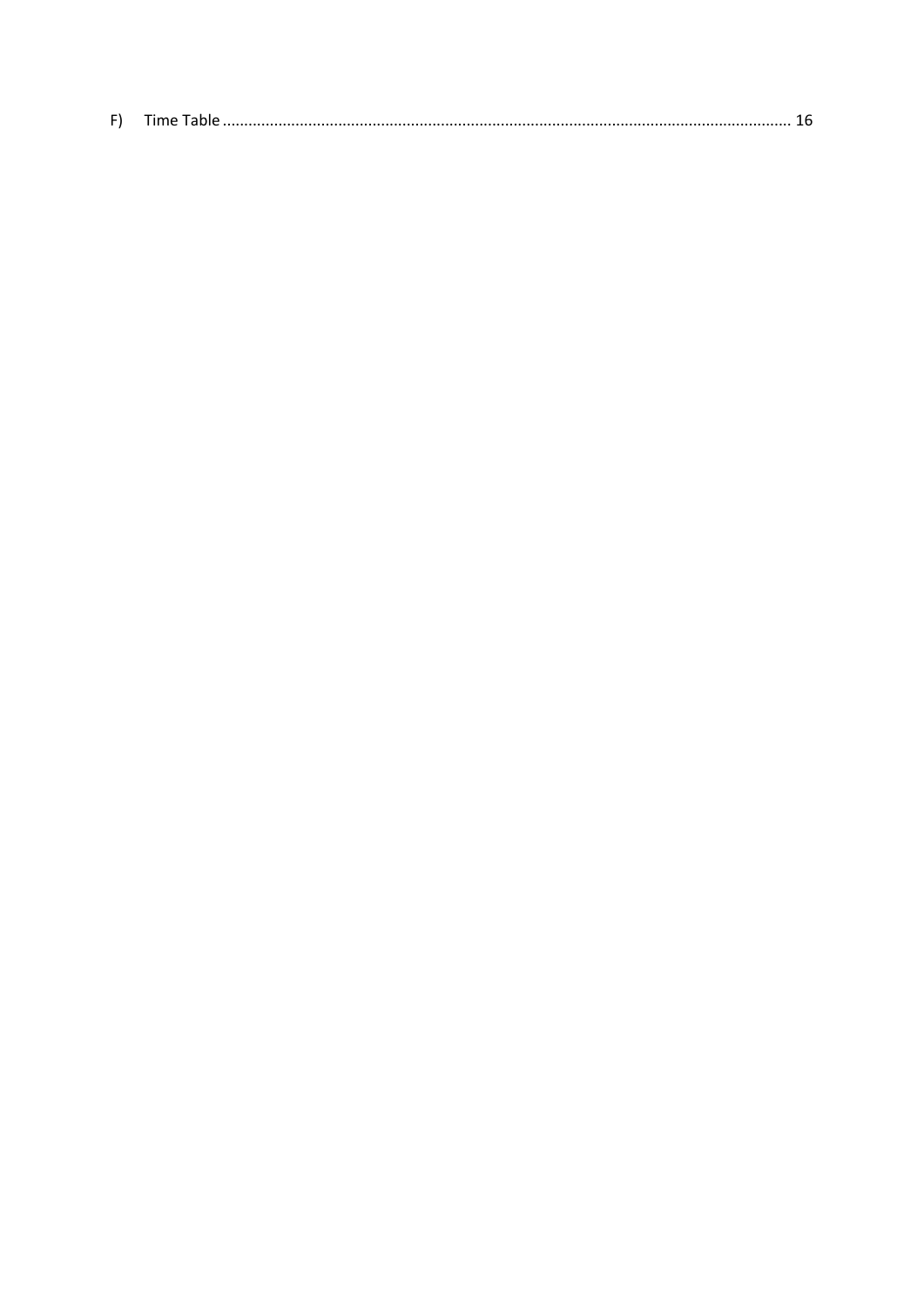F) Time Table ........................................................................................................................................ 16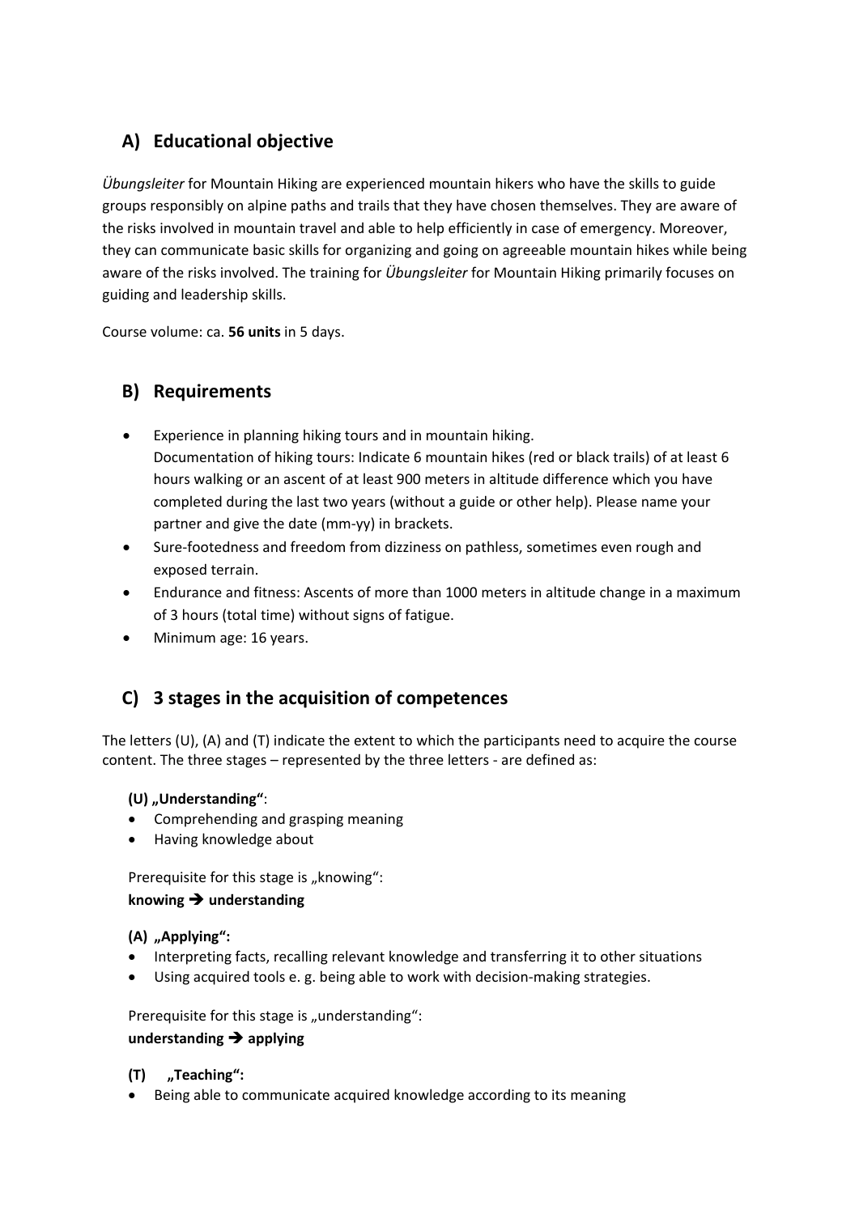## A) Educational objective

*Übungsleiter* for Mountain Hiking are experienced mountain hikers who have the skills to guide groups responsibly on alpine paths and trails that they have chosen themselves. They are aware of the risks involved in mountain travel and able to help efficiently in case of emergency. Moreover, they can communicate basic skills for organizing and going on agreeable mountain hikes while being aware of the risks involved. The training for *Übungsleiter* for Mountain Hiking primarily focuses on guiding and leadership skills.

Course volume: ca. **56 units** in 5 days.

## B) Requirements

- Experience in planning hiking tours and in mountain hiking.
  Documentation of hiking tours: Indicate 6 mountain hikes (red or black trails) of at least 6 hours walking or an ascent of at least 900 meters in altitude difference which you have completed during the last two years (without a guide or other help). Please name your partner and give the date (mm-yy) in brackets.
- Sure-footedness and freedom from dizziness on pathless, sometimes even rough and exposed terrain.
- Endurance and fitness: Ascents of more than 1000 meters in altitude change in a maximum of 3 hours (total time) without signs of fatigue.
- Minimum age: 16 years.

## C) 3 stages in the acquisition of competences

The letters (U), (A) and (T) indicate the extent to which the participants need to acquire the course content. The three stages – represented by the three letters - are defined as:

**(U) „Understanding“**:

- Comprehending and grasping meaning
- Having knowledge about

Prerequisite for this stage is „knowing“:
**knowing ➔ understanding**

**(A) „Applying“:**

- Interpreting facts, recalling relevant knowledge and transferring it to other situations
- Using acquired tools e. g. being able to work with decision-making strategies.

Prerequisite for this stage is „understanding“:
**understanding ➔ applying**

**(T) „Teaching“:**

- Being able to communicate acquired knowledge according to its meaning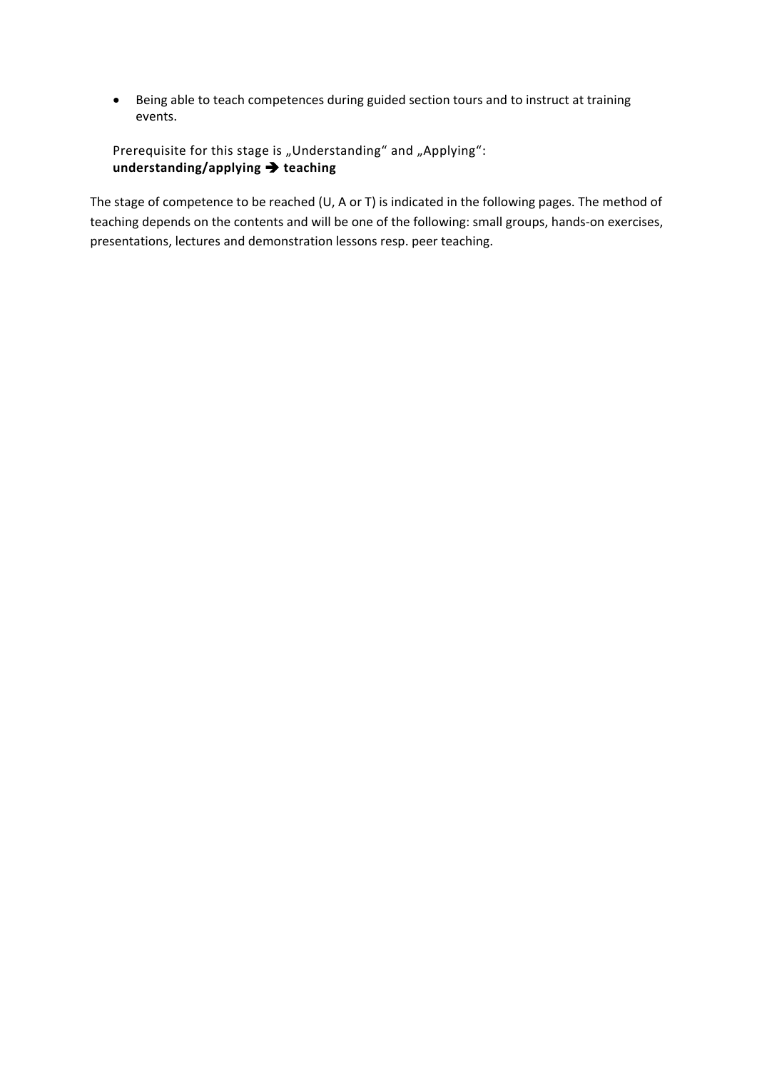- Being able to teach competences during guided section tours and to instruct at training events.

Prerequisite for this stage is „Understanding“ and „Applying“:
**understanding/applying ➔ teaching**

The stage of competence to be reached (U, A or T) is indicated in the following pages. The method of teaching depends on the contents and will be one of the following: small groups, hands-on exercises, presentations, lectures and demonstration lessons resp. peer teaching.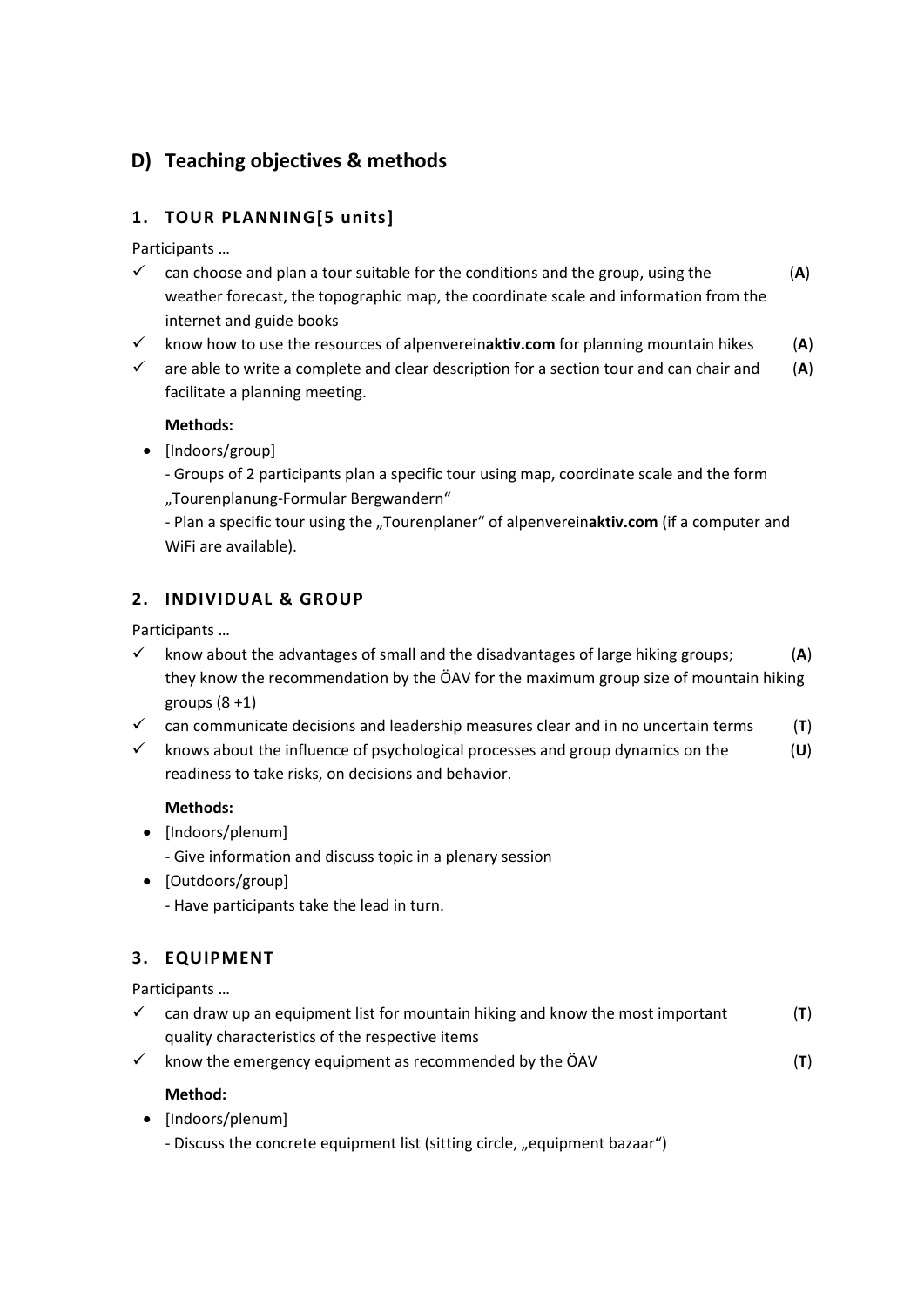## D) Teaching objectives & methods

### 1. TOUR PLANNING[5 units]

Participants …

- ✓ can choose and plan a tour suitable for the conditions and the group, using the weather forecast, the topographic map, the coordinate scale and information from the internet and guide books (**A**)
- ✓ know how to use the resources of alpenverein**aktiv.com** for planning mountain hikes (**A**)
- ✓ are able to write a complete and clear description for a section tour and can chair and facilitate a planning meeting. (**A**)

**Methods:**

- [Indoors/group]
  - Groups of 2 participants plan a specific tour using map, coordinate scale and the form „Tourenplanung-Formular Bergwandern“
  - Plan a specific tour using the „Tourenplaner“ of alpenverein**aktiv.com** (if a computer and WiFi are available).

### 2. INDIVIDUAL & GROUP

Participants …

- ✓ know about the advantages of small and the disadvantages of large hiking groups; they know the recommendation by the ÖAV for the maximum group size of mountain hiking groups (8 +1) (**A**)
- ✓ can communicate decisions and leadership measures clear and in no uncertain terms (**T**)
- ✓ knows about the influence of psychological processes and group dynamics on the readiness to take risks, on decisions and behavior. (**U**)

**Methods:**

- [Indoors/plenum]
  - Give information and discuss topic in a plenary session
- [Outdoors/group]
  - Have participants take the lead in turn.

### 3. EQUIPMENT

Participants …

- ✓ can draw up an equipment list for mountain hiking and know the most important quality characteristics of the respective items (**T**)
- ✓ know the emergency equipment as recommended by the ÖAV (**T**)

**Method:**

- [Indoors/plenum]
  - Discuss the concrete equipment list (sitting circle, „equipment bazaar“)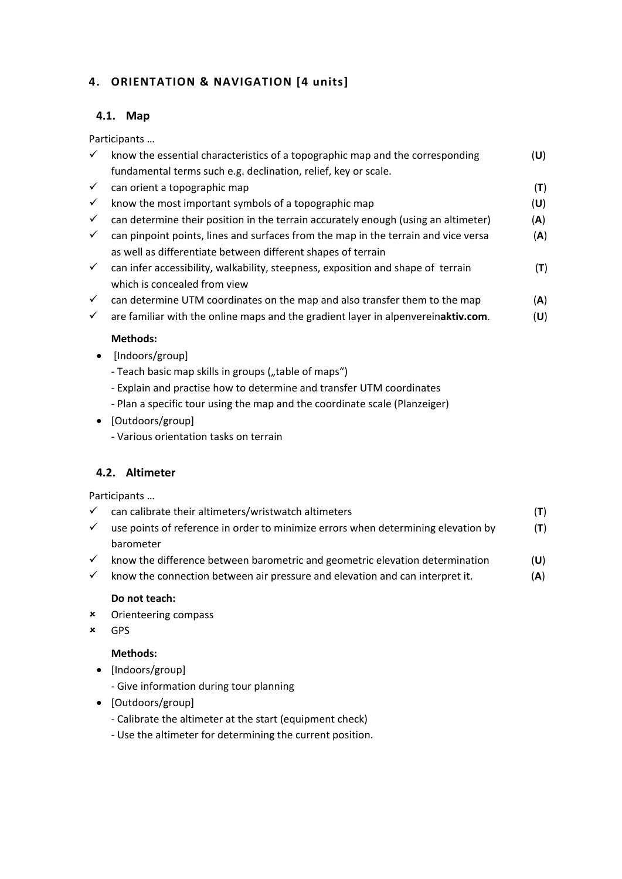## 4. ORIENTATION & NAVIGATION [4 units]

### 4.1. Map

Participants …

- ✓ know the essential characteristics of a topographic map and the corresponding fundamental terms such e.g. declination, relief, key or scale. (**U**)
- ✓ can orient a topographic map (**T**)
- ✓ know the most important symbols of a topographic map (**U**)
- ✓ can determine their position in the terrain accurately enough (using an altimeter) (**A**)
- ✓ can pinpoint points, lines and surfaces from the map in the terrain and vice versa as well as differentiate between different shapes of terrain (**A**)
- ✓ can infer accessibility, walkability, steepness, exposition and shape of terrain which is concealed from view (**T**)
- ✓ can determine UTM coordinates on the map and also transfer them to the map (**A**)
- ✓ are familiar with the online maps and the gradient layer in alpenverein**aktiv.com**. (**U**)

**Methods:**

- [Indoors/group]
  - Teach basic map skills in groups („table of maps")
  - Explain and practise how to determine and transfer UTM coordinates
  - Plan a specific tour using the map and the coordinate scale (Planzeiger)
- [Outdoors/group]
  - Various orientation tasks on terrain

### 4.2. Altimeter

Participants …

- ✓ can calibrate their altimeters/wristwatch altimeters (**T**)
- ✓ use points of reference in order to minimize errors when determining elevation by barometer (**T**)
- ✓ know the difference between barometric and geometric elevation determination (**U**)
- ✓ know the connection between air pressure and elevation and can interpret it. (**A**)

**Do not teach:**

- ✗ Orienteering compass
- ✗ GPS

**Methods:**

- [Indoors/group]
  - Give information during tour planning
- [Outdoors/group]
  - Calibrate the altimeter at the start (equipment check)
  - Use the altimeter for determining the current position.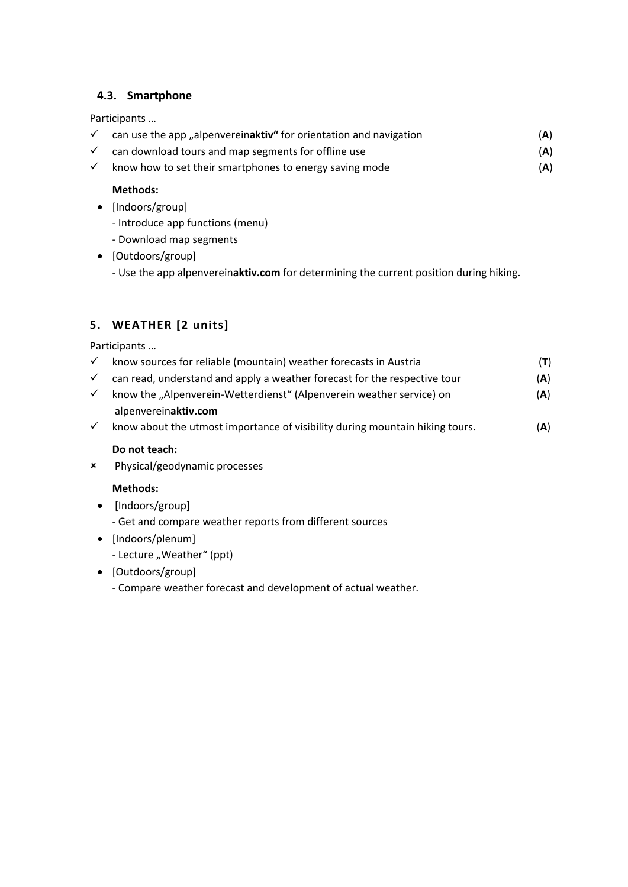### 4.3. Smartphone

Participants …

- ✓ can use the app „alpenverein**aktiv**" for orientation and navigation (**A**)
- ✓ can download tours and map segments for offline use (**A**)
- ✓ know how to set their smartphones to energy saving mode (**A**)

**Methods:**

- [Indoors/group]
  - Introduce app functions (menu)
  - Download map segments
- [Outdoors/group]
  - Use the app alpenverein**aktiv.com** for determining the current position during hiking.

## 5. WEATHER [2 units]

Participants …

- ✓ know sources for reliable (mountain) weather forecasts in Austria (**T**)
- ✓ can read, understand and apply a weather forecast for the respective tour (**A**)
- ✓ know the „Alpenverein-Wetterdienst" (Alpenverein weather service) on alpenverein**aktiv.com** (**A**)
- ✓ know about the utmost importance of visibility during mountain hiking tours. (**A**)

**Do not teach:**

- ✗ Physical/geodynamic processes

**Methods:**

- [Indoors/group]
  - Get and compare weather reports from different sources
- [Indoors/plenum]
  - Lecture „Weather" (ppt)
- [Outdoors/group]
  - Compare weather forecast and development of actual weather.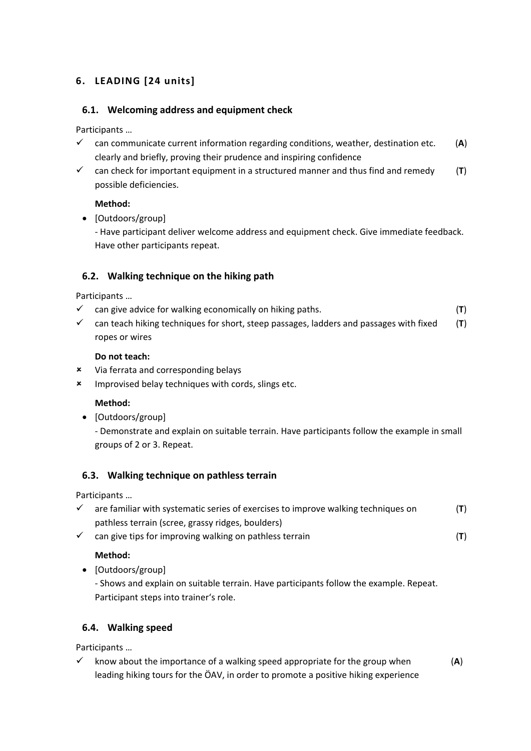## 6. LEADING [24 units]

### 6.1. Welcoming address and equipment check

Participants …

- ✓ can communicate current information regarding conditions, weather, destination etc. clearly and briefly, proving their prudence and inspiring confidence (**A**)
- ✓ can check for important equipment in a structured manner and thus find and remedy possible deficiencies. (**T**)

**Method:**

- [Outdoors/group]
  - Have participant deliver welcome address and equipment check. Give immediate feedback. Have other participants repeat.

### 6.2. Walking technique on the hiking path

Participants …

- ✓ can give advice for walking economically on hiking paths. (**T**)
- ✓ can teach hiking techniques for short, steep passages, ladders and passages with fixed ropes or wires (**T**)

**Do not teach:**

- ✗ Via ferrata and corresponding belays
- ✗ Improvised belay techniques with cords, slings etc.

**Method:**

- [Outdoors/group]
  - Demonstrate and explain on suitable terrain. Have participants follow the example in small groups of 2 or 3. Repeat.

### 6.3. Walking technique on pathless terrain

Participants …

- ✓ are familiar with systematic series of exercises to improve walking techniques on pathless terrain (scree, grassy ridges, boulders) (**T**)
- ✓ can give tips for improving walking on pathless terrain (**T**)

**Method:**

- [Outdoors/group]
  - Shows and explain on suitable terrain. Have participants follow the example. Repeat. Participant steps into trainer's role.

### 6.4. Walking speed

Participants …

- ✓ know about the importance of a walking speed appropriate for the group when leading hiking tours for the ÖAV, in order to promote a positive hiking experience (**A**)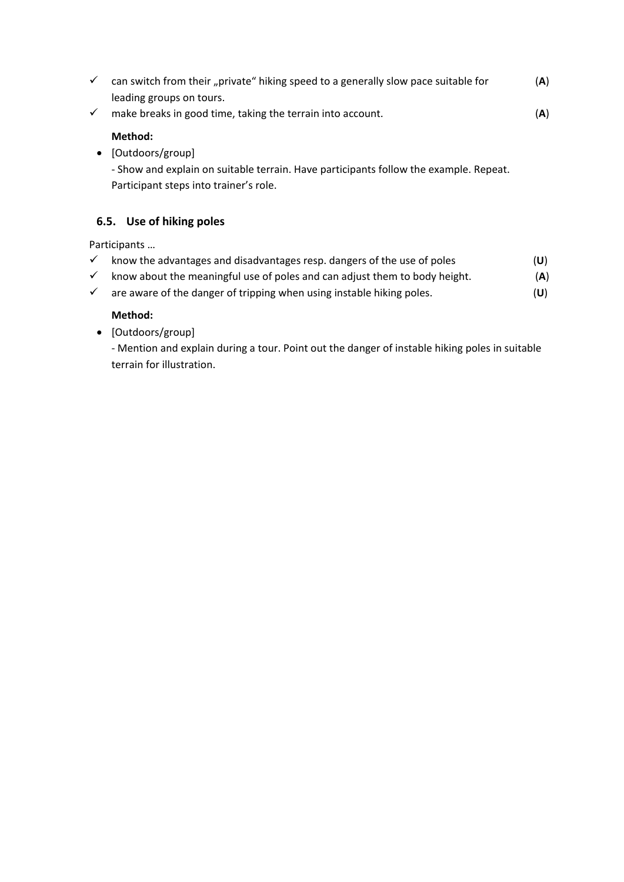- ✓ can switch from their „private“ hiking speed to a generally slow pace suitable for leading groups on tours. (**A**)
- ✓ make breaks in good time, taking the terrain into account. (**A**)

**Method:**

- [Outdoors/group]
  - Show and explain on suitable terrain. Have participants follow the example. Repeat. Participant steps into trainer’s role.

### 6.5. Use of hiking poles

Participants …

- ✓ know the advantages and disadvantages resp. dangers of the use of poles (**U**)
- ✓ know about the meaningful use of poles and can adjust them to body height. (**A**)
- ✓ are aware of the danger of tripping when using instable hiking poles. (**U**)

**Method:**

- [Outdoors/group]
  - Mention and explain during a tour. Point out the danger of instable hiking poles in suitable terrain for illustration.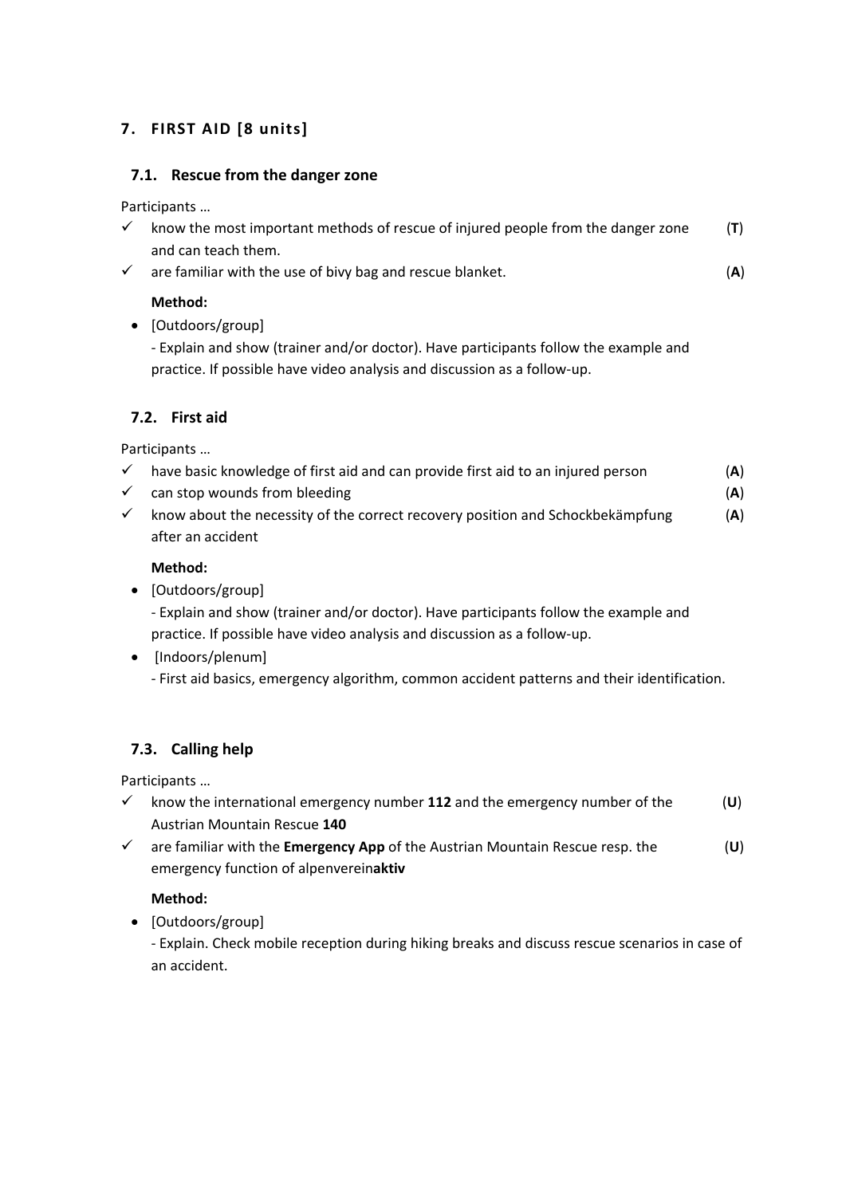## 7. FIRST AID [8 units]

### 7.1. Rescue from the danger zone

Participants …

- ✓ know the most important methods of rescue of injured people from the danger zone and can teach them. (**T**)
- ✓ are familiar with the use of bivy bag and rescue blanket. (**A**)

**Method:**

- [Outdoors/group]
  - Explain and show (trainer and/or doctor). Have participants follow the example and practice. If possible have video analysis and discussion as a follow-up.

### 7.2. First aid

Participants …

- ✓ have basic knowledge of first aid and can provide first aid to an injured person (**A**)
- ✓ can stop wounds from bleeding (**A**)
- ✓ know about the necessity of the correct recovery position and Schockbekämpfung after an accident (**A**)

**Method:**

- [Outdoors/group]
  - Explain and show (trainer and/or doctor). Have participants follow the example and practice. If possible have video analysis and discussion as a follow-up.
- [Indoors/plenum]
  - First aid basics, emergency algorithm, common accident patterns and their identification.

### 7.3. Calling help

Participants …

- ✓ know the international emergency number **112** and the emergency number of the Austrian Mountain Rescue **140** (**U**)
- ✓ are familiar with the **Emergency App** of the Austrian Mountain Rescue resp. the emergency function of alpenverein**aktiv** (**U**)

**Method:**

- [Outdoors/group]
  - Explain. Check mobile reception during hiking breaks and discuss rescue scenarios in case of an accident.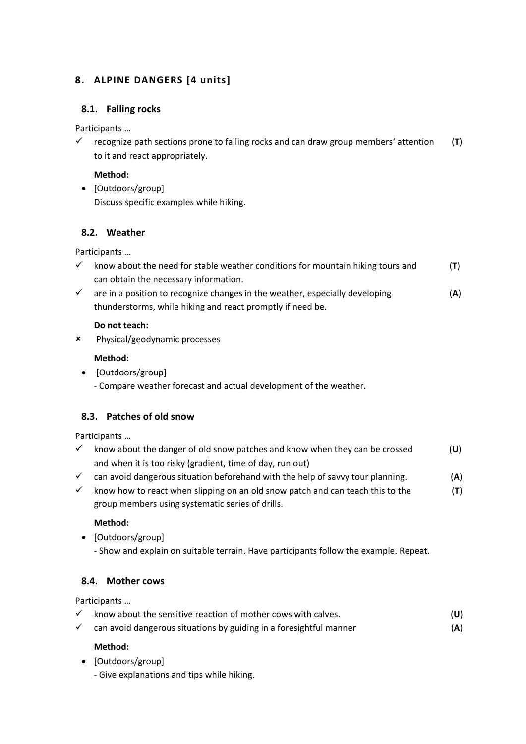## 8. ALPINE DANGERS [4 units]

### 8.1. Falling rocks

Participants …

- ✓ recognize path sections prone to falling rocks and can draw group members' attention to it and react appropriately. (**T**)

**Method:**

- [Outdoors/group]
  Discuss specific examples while hiking.

### 8.2. Weather

Participants …

- ✓ know about the need for stable weather conditions for mountain hiking tours and can obtain the necessary information. (**T**)
- ✓ are in a position to recognize changes in the weather, especially developing thunderstorms, while hiking and react promptly if need be. (**A**)

**Do not teach:**

- ✗ Physical/geodynamic processes

**Method:**

- [Outdoors/group]
  - Compare weather forecast and actual development of the weather.

### 8.3. Patches of old snow

Participants …

- ✓ know about the danger of old snow patches and know when they can be crossed and when it is too risky (gradient, time of day, run out) (**U**)
- ✓ can avoid dangerous situation beforehand with the help of savvy tour planning. (**A**)
- ✓ know how to react when slipping on an old snow patch and can teach this to the group members using systematic series of drills. (**T**)

**Method:**

- [Outdoors/group]
  - Show and explain on suitable terrain. Have participants follow the example. Repeat.

### 8.4. Mother cows

Participants …

- ✓ know about the sensitive reaction of mother cows with calves. (**U**)
- ✓ can avoid dangerous situations by guiding in a foresightful manner (**A**)

**Method:**

- [Outdoors/group]
  - Give explanations and tips while hiking.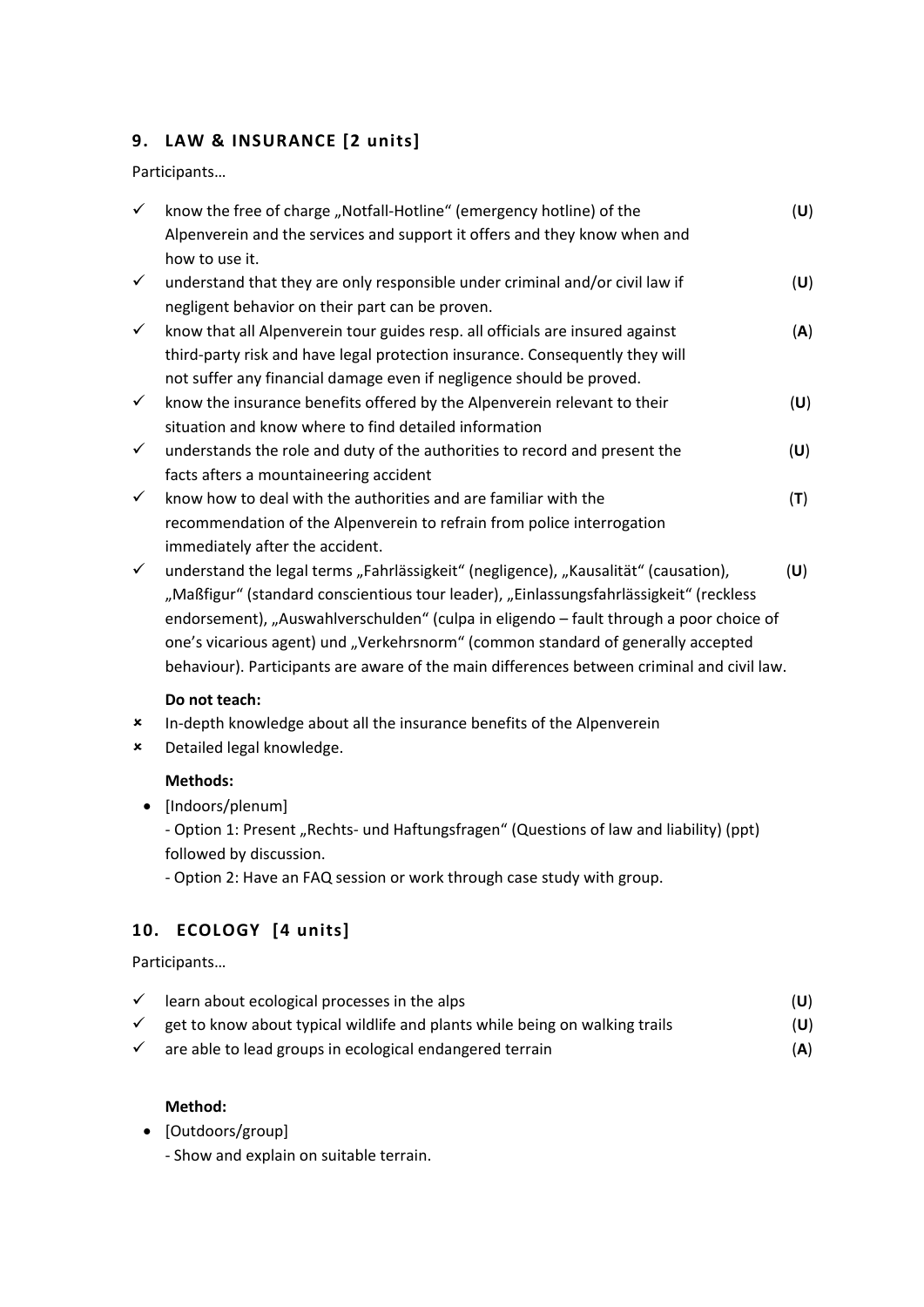## 9. LAW & INSURANCE [2 units]

Participants…

- ✓ know the free of charge „Notfall-Hotline“ (emergency hotline) of the Alpenverein and the services and support it offers and they know when and how to use it. (**U**)
- ✓ understand that they are only responsible under criminal and/or civil law if negligent behavior on their part can be proven. (**U**)
- ✓ know that all Alpenverein tour guides resp. all officials are insured against third-party risk and have legal protection insurance. Consequently they will not suffer any financial damage even if negligence should be proved. (**A**)
- ✓ know the insurance benefits offered by the Alpenverein relevant to their situation and know where to find detailed information (**U**)
- ✓ understands the role and duty of the authorities to record and present the facts afters a mountaineering accident (**U**)
- ✓ know how to deal with the authorities and are familiar with the recommendation of the Alpenverein to refrain from police interrogation immediately after the accident. (**T**)
- ✓ understand the legal terms „Fahrlässigkeit“ (negligence), „Kausalität“ (causation), „Maßfigur“ (standard conscientious tour leader), „Einlassungsfahrlässigkeit“ (reckless endorsement), „Auswahlverschulden“ (culpa in eligendo – fault through a poor choice of one's vicarious agent) und „Verkehrsnorm“ (common standard of generally accepted behaviour). Participants are aware of the main differences between criminal and civil law. (**U**)

**Do not teach:**

- ✗ In-depth knowledge about all the insurance benefits of the Alpenverein
- ✗ Detailed legal knowledge.

**Methods:**

- [Indoors/plenum]
  - Option 1: Present „Rechts- und Haftungsfragen“ (Questions of law and liability) (ppt) followed by discussion.
  - Option 2: Have an FAQ session or work through case study with group.

## 10. ECOLOGY [4 units]

Participants…

- ✓ learn about ecological processes in the alps (**U**)
- ✓ get to know about typical wildlife and plants while being on walking trails (**U**)
- ✓ are able to lead groups in ecological endangered terrain (**A**)

**Method:**

- [Outdoors/group]
  - Show and explain on suitable terrain.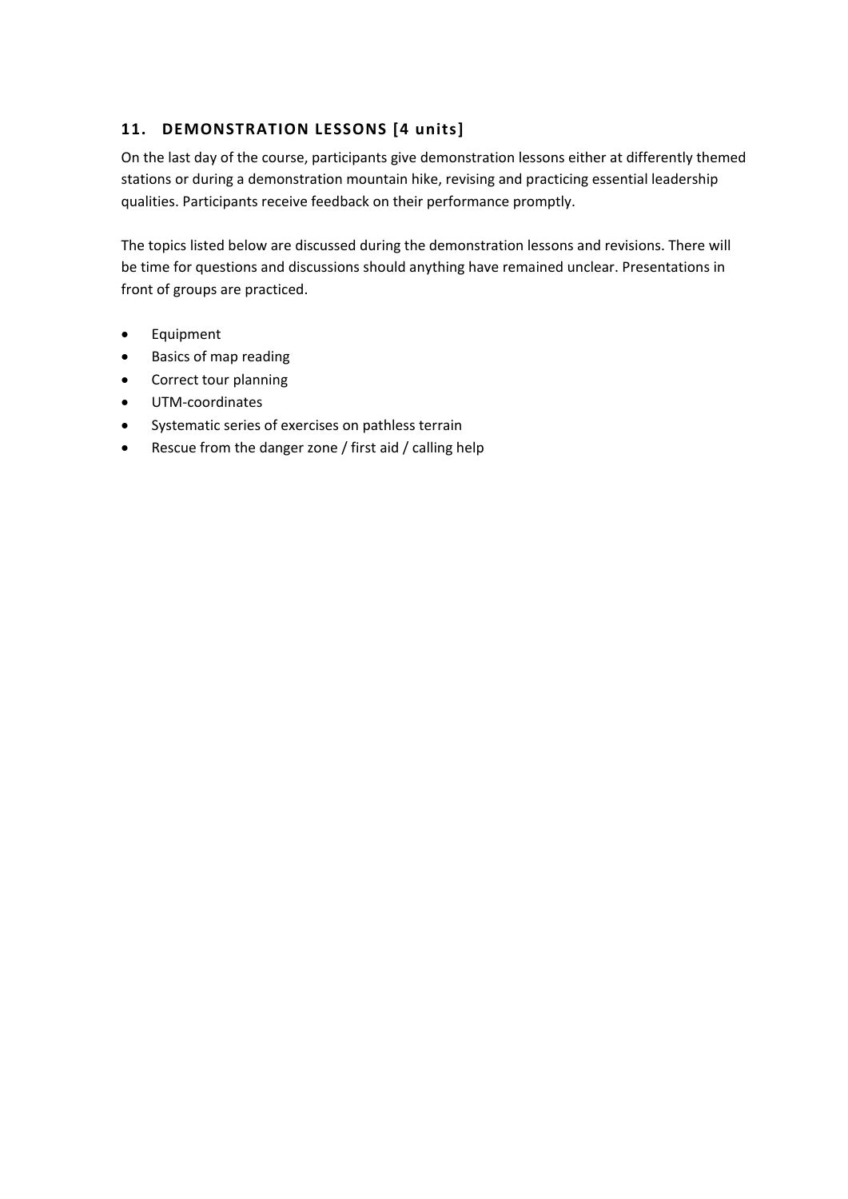## 11. DEMONSTRATION LESSONS [4 units]

On the last day of the course, participants give demonstration lessons either at differently themed stations or during a demonstration mountain hike, revising and practicing essential leadership qualities. Participants receive feedback on their performance promptly.

The topics listed below are discussed during the demonstration lessons and revisions. There will be time for questions and discussions should anything have remained unclear. Presentations in front of groups are practiced.

- Equipment
- Basics of map reading
- Correct tour planning
- UTM-coordinates
- Systematic series of exercises on pathless terrain
- Rescue from the danger zone / first aid / calling help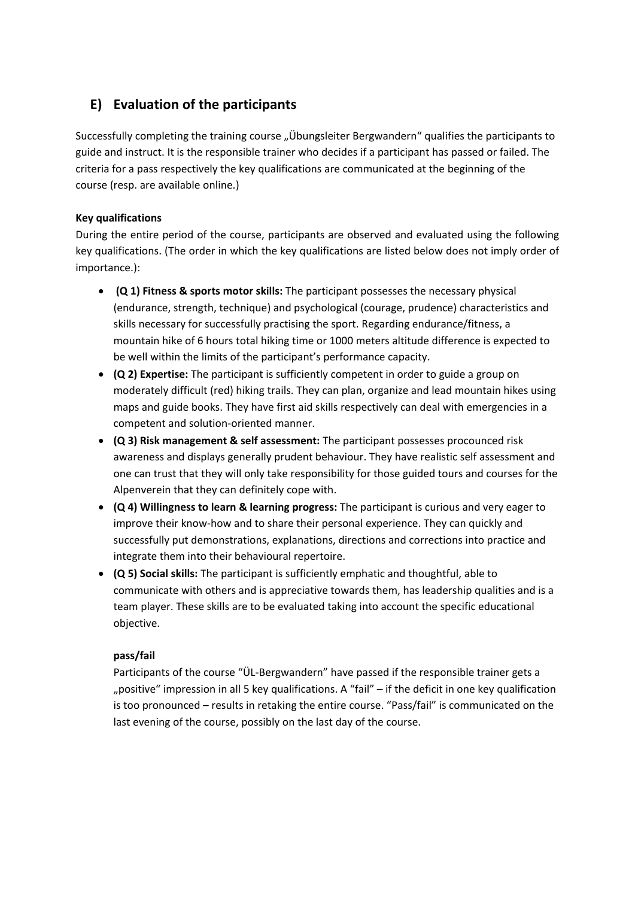## E) Evaluation of the participants

Successfully completing the training course „Übungsleiter Bergwandern" qualifies the participants to guide and instruct. It is the responsible trainer who decides if a participant has passed or failed. The criteria for a pass respectively the key qualifications are communicated at the beginning of the course (resp. are available online.)

**Key qualifications**

During the entire period of the course, participants are observed and evaluated using the following key qualifications. (The order in which the key qualifications are listed below does not imply order of importance.):

- **(Q 1) Fitness & sports motor skills:** The participant possesses the necessary physical (endurance, strength, technique) and psychological (courage, prudence) characteristics and skills necessary for successfully practising the sport. Regarding endurance/fitness, a mountain hike of 6 hours total hiking time or 1000 meters altitude difference is expected to be well within the limits of the participant's performance capacity.
- **(Q 2) Expertise:** The participant is sufficiently competent in order to guide a group on moderately difficult (red) hiking trails. They can plan, organize and lead mountain hikes using maps and guide books. They have first aid skills respectively can deal with emergencies in a competent and solution-oriented manner.
- **(Q 3) Risk management & self assessment:** The participant possesses procounced risk awareness and displays generally prudent behaviour. They have realistic self assessment and one can trust that they will only take responsibility for those guided tours and courses for the Alpenverein that they can definitely cope with.
- **(Q 4) Willingness to learn & learning progress:** The participant is curious and very eager to improve their know-how and to share their personal experience. They can quickly and successfully put demonstrations, explanations, directions and corrections into practice and integrate them into their behavioural repertoire.
- **(Q 5) Social skills:** The participant is sufficiently emphatic and thoughtful, able to communicate with others and is appreciative towards them, has leadership qualities and is a team player. These skills are to be evaluated taking into account the specific educational objective.

**pass/fail**

Participants of the course "ÜL-Bergwandern" have passed if the responsible trainer gets a „positive" impression in all 5 key qualifications. A "fail" – if the deficit in one key qualification is too pronounced – results in retaking the entire course. "Pass/fail" is communicated on the last evening of the course, possibly on the last day of the course.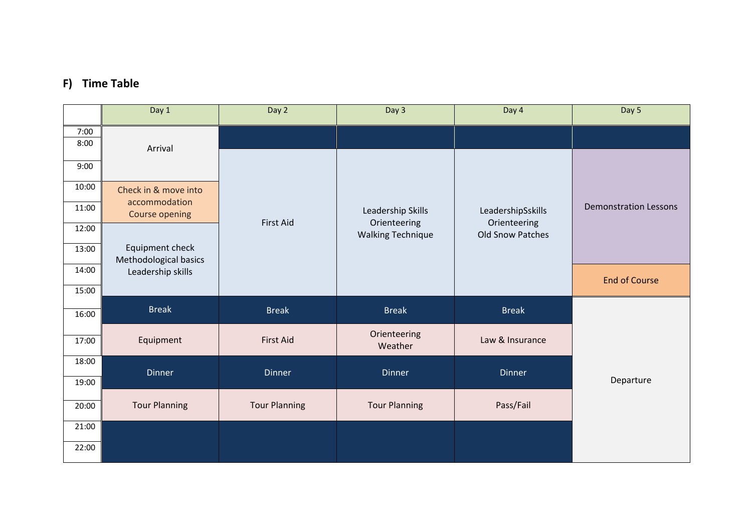## F) Time Table

| | Day 1 | Day 2 | Day 3 | Day 4 | Day 5 |
|---|---|---|---|---|---|
| 7:00 | Arrival | | | | |
| 8:00 | | First Aid | Leadership Skills Orienteering Walking Technique | LeadershipSskills Orienteering Old Snow Patches | Demonstration Lessons |
| 9:00 | | | | | |
| 10:00 | Check in & move into accommodation Course opening | | | | |
| 11:00 | | | | | |
| 12:00 | Equipment check Methodological basics Leadership skills | | | | |
| 13:00 | | | | | |
| 14:00 | | | | | End of Course |
| 15:00 | | | | | |
| 16:00 | Break | Break | Break | Break | Departure |
| 17:00 | Equipment | First Aid | Orienteering Weather | Law & Insurance | |
| 18:00 | Dinner | Dinner | Dinner | Dinner | |
| 19:00 | | | | | |
| 20:00 | Tour Planning | Tour Planning | Tour Planning | Pass/Fail | |
| 21:00 | | | | | |
| 22:00 | | | | | |